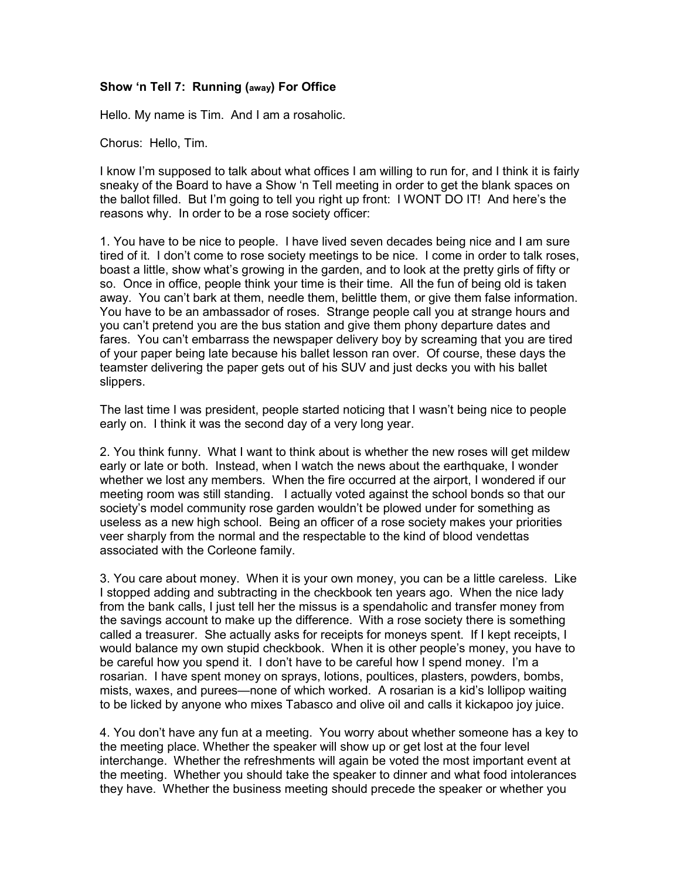**Show 'n Tell 7: Running (away) For Office**

Hello. My name is Tim. And I am a rosaholic.

Chorus: Hello, Tim.

I know I'm supposed to talk about what offices I am willing to run for, and I think it is fairly sneaky of the Board to have a Show 'n Tell meeting in order to get the blank spaces on the ballot filled. But I'm going to tell you right up front: I WONT DO IT! And here's the reasons why. In order to be a rose society officer:

1. You have to be nice to people. I have lived seven decades being nice and I am sure tired of it. I don't come to rose society meetings to be nice. I come in order to talk roses, boast a little, show what's growing in the garden, and to look at the pretty girls of fifty or so. Once in office, people think your time is their time. All the fun of being old is taken away. You can't bark at them, needle them, belittle them, or give them false information. You have to be an ambassador of roses. Strange people call you at strange hours and you can't pretend you are the bus station and give them phony departure dates and fares. You can't embarrass the newspaper delivery boy by screaming that you are tired of your paper being late because his ballet lesson ran over. Of course, these days the teamster delivering the paper gets out of his SUV and just decks you with his ballet slippers.

The last time I was president, people started noticing that I wasn't being nice to people early on. I think it was the second day of a very long year.

2. You think funny. What I want to think about is whether the new roses will get mildew early or late or both. Instead, when I watch the news about the earthquake, I wonder whether we lost any members. When the fire occurred at the airport, I wondered if our meeting room was still standing. I actually voted against the school bonds so that our society's model community rose garden wouldn't be plowed under for something as useless as a new high school. Being an officer of a rose society makes your priorities veer sharply from the normal and the respectable to the kind of blood vendettas associated with the Corleone family.

3. You care about money. When it is your own money, you can be a little careless. Like I stopped adding and subtracting in the checkbook ten years ago. When the nice lady from the bank calls, I just tell her the missus is a spendaholic and transfer money from the savings account to make up the difference. With a rose society there is something called a treasurer. She actually asks for receipts for moneys spent. If I kept receipts, I would balance my own stupid checkbook. When it is other people's money, you have to be careful how you spend it. I don't have to be careful how I spend money. I'm a rosarian. I have spent money on sprays, lotions, poultices, plasters, powders, bombs, mists, waxes, and purees—none of which worked. A rosarian is a kid's lollipop waiting to be licked by anyone who mixes Tabasco and olive oil and calls it kickapoo joy juice.

4. You don't have any fun at a meeting. You worry about whether someone has a key to the meeting place. Whether the speaker will show up or get lost at the four level interchange. Whether the refreshments will again be voted the most important event at the meeting. Whether you should take the speaker to dinner and what food intolerances they have. Whether the business meeting should precede the speaker or whether you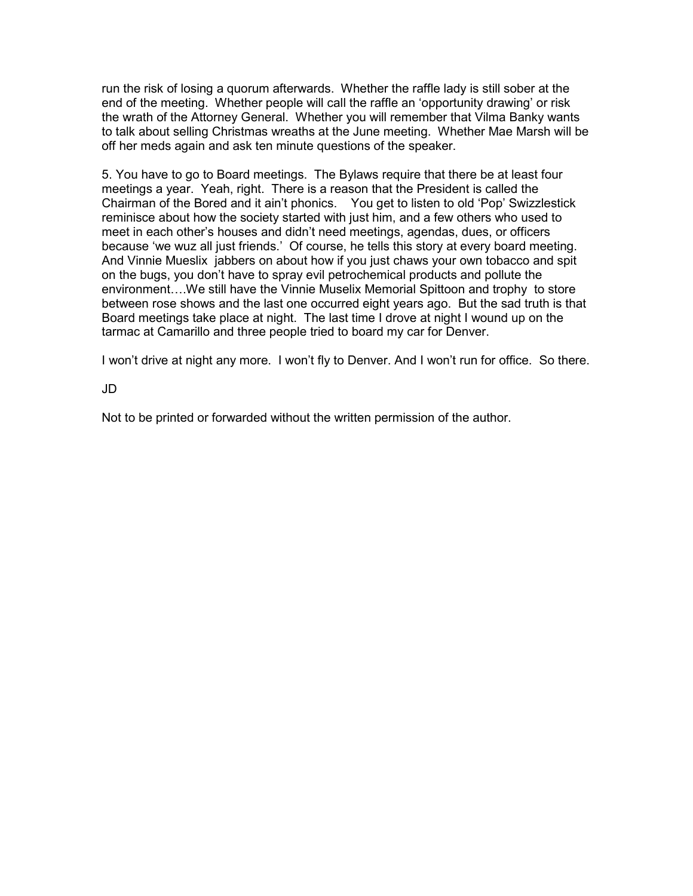run the risk of losing a quorum afterwards. Whether the raffle lady is still sober at the end of the meeting. Whether people will call the raffle an 'opportunity drawing' or risk the wrath of the Attorney General. Whether you will remember that Vilma Banky wants to talk about selling Christmas wreaths at the June meeting. Whether Mae Marsh will be off her meds again and ask ten minute questions of the speaker.

5. You have to go to Board meetings. The Bylaws require that there be at least four meetings a year. Yeah, right. There is a reason that the President is called the Chairman of the Bored and it ain't phonics. You get to listen to old 'Pop' Swizzlestick reminisce about how the society started with just him, and a few others who used to meet in each other's houses and didn't need meetings, agendas, dues, or officers because 'we wuz all just friends.' Of course, he tells this story at every board meeting. And Vinnie Mueslix jabbers on about how if you just chaws your own tobacco and spit on the bugs, you don't have to spray evil petrochemical products and pollute the environment….We still have the Vinnie Muselix Memorial Spittoon and trophy to store between rose shows and the last one occurred eight years ago. But the sad truth is that Board meetings take place at night. The last time I drove at night I wound up on the tarmac at Camarillo and three people tried to board my car for Denver.

I won't drive at night any more. I won't fly to Denver. And I won't run for office. So there.

JD

Not to be printed or forwarded without the written permission of the author.